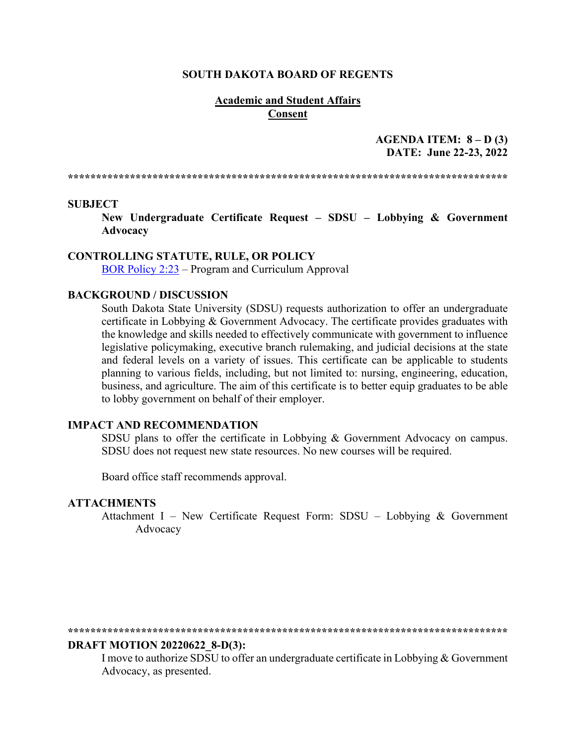**SOUTH DAKOTA BOARD OF REGENTS**

**Academic and Student Affairs**
**Consent**

**AGENDA ITEM: 8 – D (3)**
**DATE: June 22-23, 2022**

******************************************************************************

**SUBJECT**

**New Undergraduate Certificate Request – SDSU – Lobbying & Government Advocacy**

**CONTROLLING STATUTE, RULE, OR POLICY**

BOR Policy 2:23 – Program and Curriculum Approval

**BACKGROUND / DISCUSSION**

South Dakota State University (SDSU) requests authorization to offer an undergraduate certificate in Lobbying & Government Advocacy. The certificate provides graduates with the knowledge and skills needed to effectively communicate with government to influence legislative policymaking, executive branch rulemaking, and judicial decisions at the state and federal levels on a variety of issues. This certificate can be applicable to students planning to various fields, including, but not limited to: nursing, engineering, education, business, and agriculture. The aim of this certificate is to better equip graduates to be able to lobby government on behalf of their employer.

**IMPACT AND RECOMMENDATION**

SDSU plans to offer the certificate in Lobbying & Government Advocacy on campus. SDSU does not request new state resources. No new courses will be required.

Board office staff recommends approval.

**ATTACHMENTS**

Attachment I – New Certificate Request Form: SDSU – Lobbying & Government Advocacy

******************************************************************************

**DRAFT MOTION 20220622_8-D(3):**

I move to authorize SDSU to offer an undergraduate certificate in Lobbying & Government Advocacy, as presented.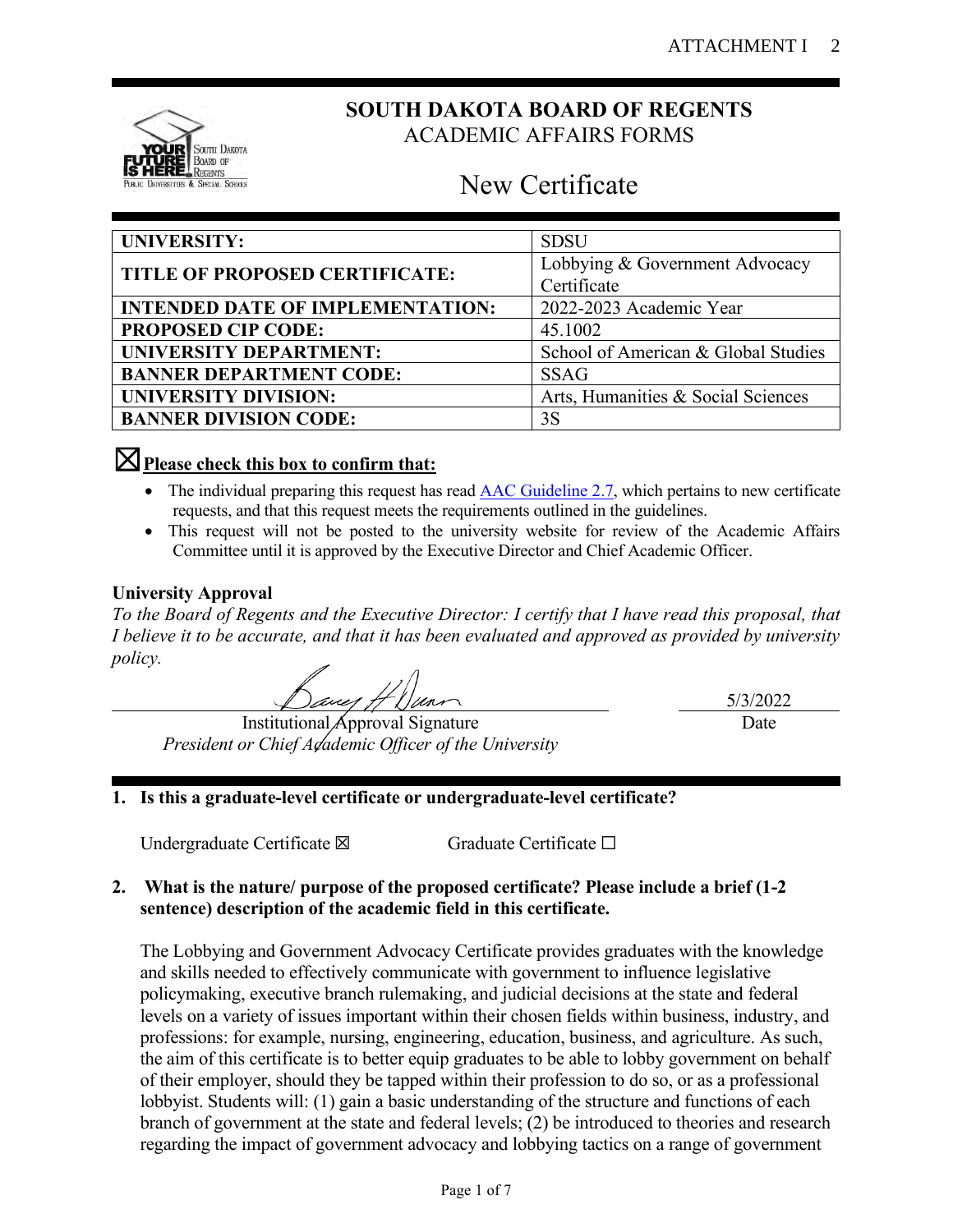# SOUTH DAKOTA BOARD OF REGENTS

ACADEMIC AFFAIRS FORMS

## New Certificate

| UNIVERSITY: | SDSU |
|---|---|
| TITLE OF PROPOSED CERTIFICATE: | Lobbying & Government Advocacy Certificate |
| INTENDED DATE OF IMPLEMENTATION: | 2022-2023 Academic Year |
| PROPOSED CIP CODE: | 45.1002 |
| UNIVERSITY DEPARTMENT: | School of American & Global Studies |
| BANNER DEPARTMENT CODE: | SSAG |
| UNIVERSITY DIVISION: | Arts, Humanities & Social Sciences |
| BANNER DIVISION CODE: | 3S |

☒ **Please check this box to confirm that:**

- The individual preparing this request has read AAC Guideline 2.7, which pertains to new certificate requests, and that this request meets the requirements outlined in the guidelines.
- This request will not be posted to the university website for review of the Academic Affairs Committee until it is approved by the Executive Director and Chief Academic Officer.

**University Approval**

*To the Board of Regents and the Executive Director: I certify that I have read this proposal, that I believe it to be accurate, and that it has been evaluated and approved as provided by university policy.*

Institutional Approval Signature
*President or Chief Academic Officer of the University*

5/3/2022
Date

**1. Is this a graduate-level certificate or undergraduate-level certificate?**

Undergraduate Certificate ☒ Graduate Certificate ☐

**2. What is the nature/ purpose of the proposed certificate? Please include a brief (1-2 sentence) description of the academic field in this certificate.**

The Lobbying and Government Advocacy Certificate provides graduates with the knowledge and skills needed to effectively communicate with government to influence legislative policymaking, executive branch rulemaking, and judicial decisions at the state and federal levels on a variety of issues important within their chosen fields within business, industry, and professions: for example, nursing, engineering, education, business, and agriculture. As such, the aim of this certificate is to better equip graduates to be able to lobby government on behalf of their employer, should they be tapped within their profession to do so, or as a professional lobbyist. Students will: (1) gain a basic understanding of the structure and functions of each branch of government at the state and federal levels; (2) be introduced to theories and research regarding the impact of government advocacy and lobbying tactics on a range of government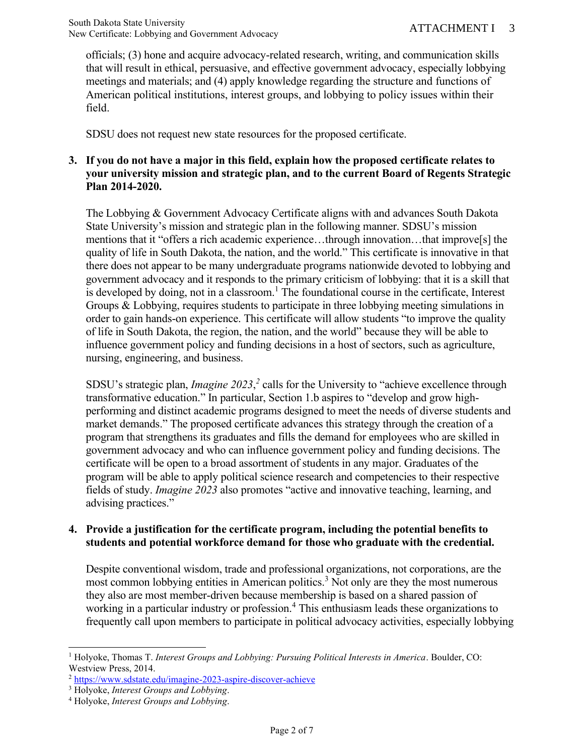officials; (3) hone and acquire advocacy-related research, writing, and communication skills that will result in ethical, persuasive, and effective government advocacy, especially lobbying meetings and materials; and (4) apply knowledge regarding the structure and functions of American political institutions, interest groups, and lobbying to policy issues within their field.

SDSU does not request new state resources for the proposed certificate.

**3. If you do not have a major in this field, explain how the proposed certificate relates to your university mission and strategic plan, and to the current Board of Regents Strategic Plan 2014-2020.**

The Lobbying & Government Advocacy Certificate aligns with and advances South Dakota State University's mission and strategic plan in the following manner. SDSU's mission mentions that it "offers a rich academic experience…through innovation…that improve[s] the quality of life in South Dakota, the nation, and the world." This certificate is innovative in that there does not appear to be many undergraduate programs nationwide devoted to lobbying and government advocacy and it responds to the primary criticism of lobbying: that it is a skill that is developed by doing, not in a classroom.[1] The foundational course in the certificate, Interest Groups & Lobbying, requires students to participate in three lobbying meeting simulations in order to gain hands-on experience. This certificate will allow students "to improve the quality of life in South Dakota, the region, the nation, and the world" because they will be able to influence government policy and funding decisions in a host of sectors, such as agriculture, nursing, engineering, and business.

SDSU's strategic plan, *Imagine 2023*,[2] calls for the University to "achieve excellence through transformative education." In particular, Section 1.b aspires to "develop and grow high-performing and distinct academic programs designed to meet the needs of diverse students and market demands." The proposed certificate advances this strategy through the creation of a program that strengthens its graduates and fills the demand for employees who are skilled in government advocacy and who can influence government policy and funding decisions. The certificate will be open to a broad assortment of students in any major. Graduates of the program will be able to apply political science research and competencies to their respective fields of study. *Imagine 2023* also promotes "active and innovative teaching, learning, and advising practices."

**4. Provide a justification for the certificate program, including the potential benefits to students and potential workforce demand for those who graduate with the credential.**

Despite conventional wisdom, trade and professional organizations, not corporations, are the most common lobbying entities in American politics.[3] Not only are they the most numerous they also are most member-driven because membership is based on a shared passion of working in a particular industry or profession.[4] This enthusiasm leads these organizations to frequently call upon members to participate in political advocacy activities, especially lobbying

---

[1] Holyoke, Thomas T. *Interest Groups and Lobbying: Pursuing Political Interests in America*. Boulder, CO: Westview Press, 2014.

[2] https://www.sdstate.edu/imagine-2023-aspire-discover-achieve

[3] Holyoke, *Interest Groups and Lobbying*.

[4] Holyoke, *Interest Groups and Lobbying*.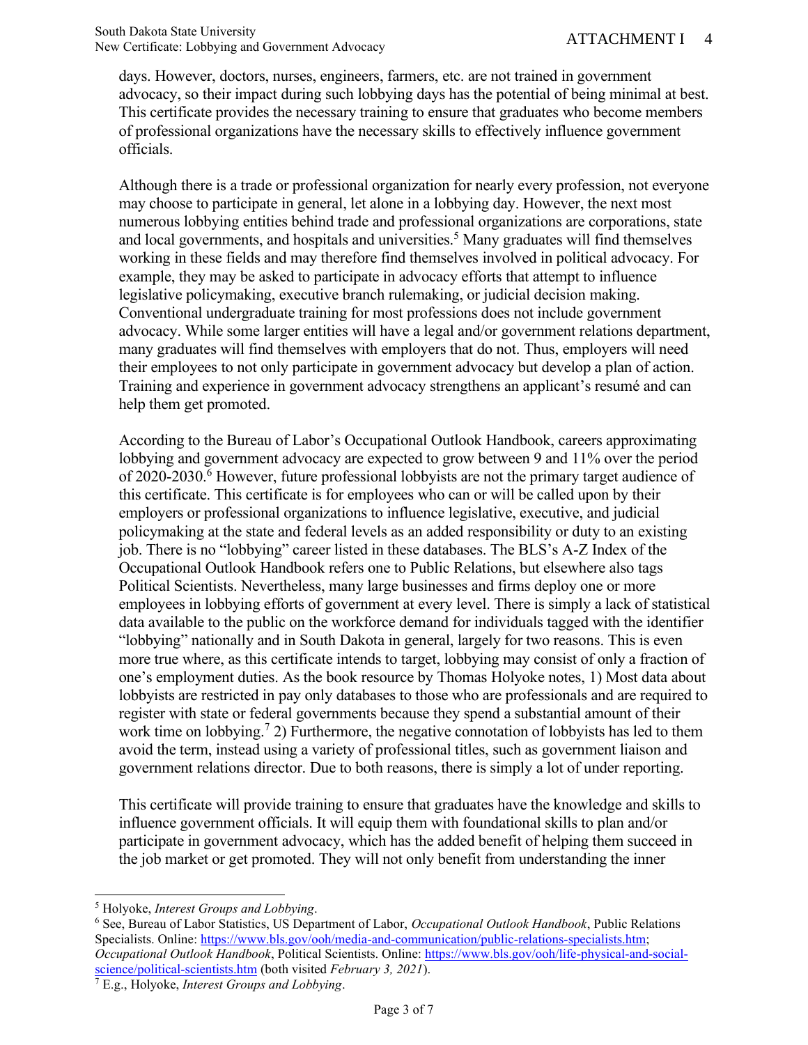days. However, doctors, nurses, engineers, farmers, etc. are not trained in government advocacy, so their impact during such lobbying days has the potential of being minimal at best. This certificate provides the necessary training to ensure that graduates who become members of professional organizations have the necessary skills to effectively influence government officials.

Although there is a trade or professional organization for nearly every profession, not everyone may choose to participate in general, let alone in a lobbying day. However, the next most numerous lobbying entities behind trade and professional organizations are corporations, state and local governments, and hospitals and universities.[5] Many graduates will find themselves working in these fields and may therefore find themselves involved in political advocacy. For example, they may be asked to participate in advocacy efforts that attempt to influence legislative policymaking, executive branch rulemaking, or judicial decision making. Conventional undergraduate training for most professions does not include government advocacy. While some larger entities will have a legal and/or government relations department, many graduates will find themselves with employers that do not. Thus, employers will need their employees to not only participate in government advocacy but develop a plan of action. Training and experience in government advocacy strengthens an applicant's resumé and can help them get promoted.

According to the Bureau of Labor's Occupational Outlook Handbook, careers approximating lobbying and government advocacy are expected to grow between 9 and 11% over the period of 2020-2030.[6] However, future professional lobbyists are not the primary target audience of this certificate. This certificate is for employees who can or will be called upon by their employers or professional organizations to influence legislative, executive, and judicial policymaking at the state and federal levels as an added responsibility or duty to an existing job. There is no "lobbying" career listed in these databases. The BLS's A-Z Index of the Occupational Outlook Handbook refers one to Public Relations, but elsewhere also tags Political Scientists. Nevertheless, many large businesses and firms deploy one or more employees in lobbying efforts of government at every level. There is simply a lack of statistical data available to the public on the workforce demand for individuals tagged with the identifier "lobbying" nationally and in South Dakota in general, largely for two reasons. This is even more true where, as this certificate intends to target, lobbying may consist of only a fraction of one's employment duties. As the book resource by Thomas Holyoke notes, 1) Most data about lobbyists are restricted in pay only databases to those who are professionals and are required to register with state or federal governments because they spend a substantial amount of their work time on lobbying.[7] 2) Furthermore, the negative connotation of lobbyists has led to them avoid the term, instead using a variety of professional titles, such as government liaison and government relations director. Due to both reasons, there is simply a lot of under reporting.

This certificate will provide training to ensure that graduates have the knowledge and skills to influence government officials. It will equip them with foundational skills to plan and/or participate in government advocacy, which has the added benefit of helping them succeed in the job market or get promoted. They will not only benefit from understanding the inner

---

[5] Holyoke, *Interest Groups and Lobbying*.

[6] See, Bureau of Labor Statistics, US Department of Labor, *Occupational Outlook Handbook*, Public Relations Specialists. Online: https://www.bls.gov/ooh/media-and-communication/public-relations-specialists.htm; *Occupational Outlook Handbook*, Political Scientists. Online: https://www.bls.gov/ooh/life-physical-and-social-science/political-scientists.htm (both visited *February 3, 2021*).

[7] E.g., Holyoke, *Interest Groups and Lobbying*.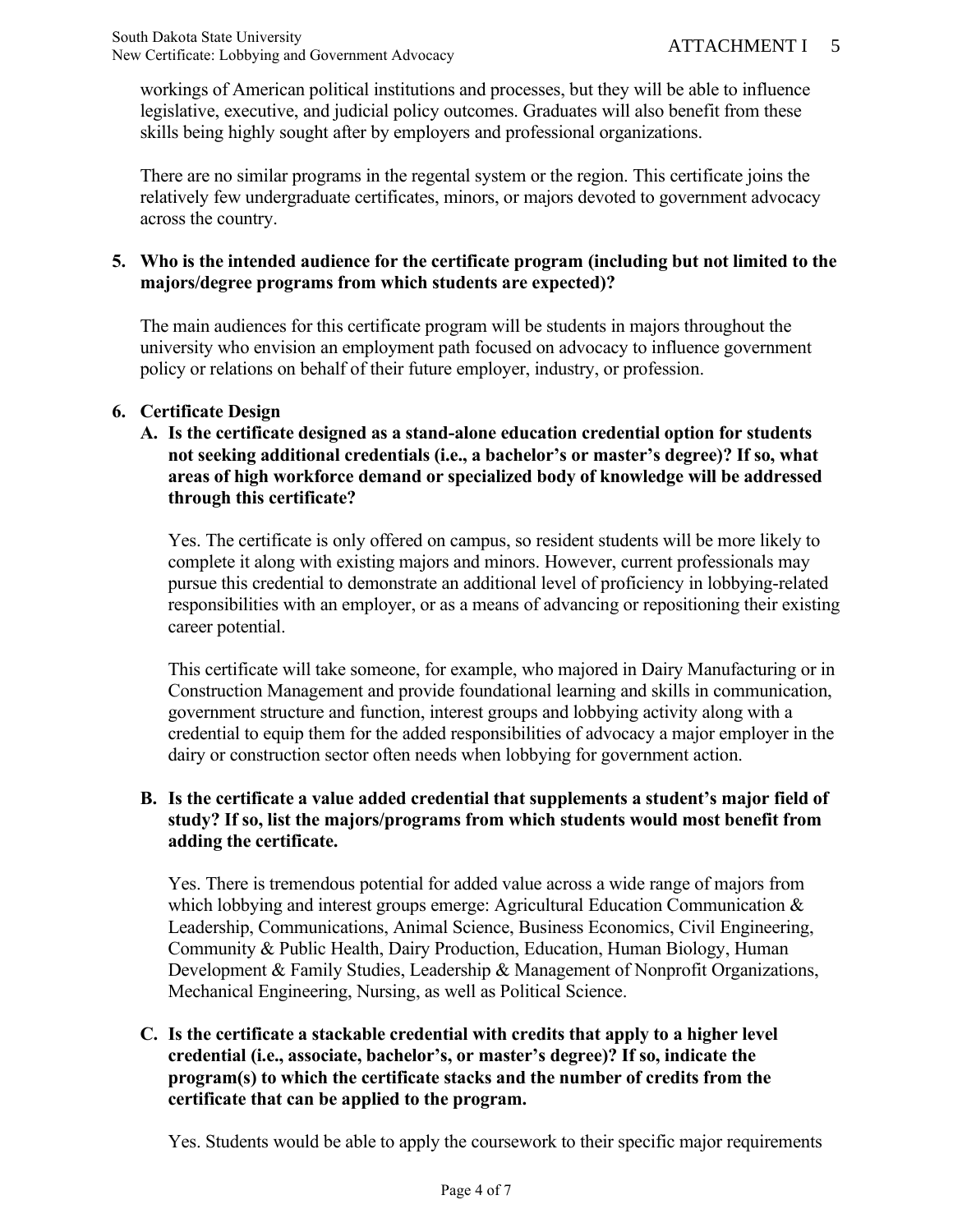workings of American political institutions and processes, but they will be able to influence legislative, executive, and judicial policy outcomes. Graduates will also benefit from these skills being highly sought after by employers and professional organizations.

There are no similar programs in the regental system or the region. This certificate joins the relatively few undergraduate certificates, minors, or majors devoted to government advocacy across the country.

**5. Who is the intended audience for the certificate program (including but not limited to the majors/degree programs from which students are expected)?**

The main audiences for this certificate program will be students in majors throughout the university who envision an employment path focused on advocacy to influence government policy or relations on behalf of their future employer, industry, or profession.

**6. Certificate Design**

**A. Is the certificate designed as a stand-alone education credential option for students not seeking additional credentials (i.e., a bachelor's or master's degree)? If so, what areas of high workforce demand or specialized body of knowledge will be addressed through this certificate?**

Yes. The certificate is only offered on campus, so resident students will be more likely to complete it along with existing majors and minors. However, current professionals may pursue this credential to demonstrate an additional level of proficiency in lobbying-related responsibilities with an employer, or as a means of advancing or repositioning their existing career potential.

This certificate will take someone, for example, who majored in Dairy Manufacturing or in Construction Management and provide foundational learning and skills in communication, government structure and function, interest groups and lobbying activity along with a credential to equip them for the added responsibilities of advocacy a major employer in the dairy or construction sector often needs when lobbying for government action.

**B. Is the certificate a value added credential that supplements a student's major field of study? If so, list the majors/programs from which students would most benefit from adding the certificate.**

Yes. There is tremendous potential for added value across a wide range of majors from which lobbying and interest groups emerge: Agricultural Education Communication & Leadership, Communications, Animal Science, Business Economics, Civil Engineering, Community & Public Health, Dairy Production, Education, Human Biology, Human Development & Family Studies, Leadership & Management of Nonprofit Organizations, Mechanical Engineering, Nursing, as well as Political Science.

**C. Is the certificate a stackable credential with credits that apply to a higher level credential (i.e., associate, bachelor's, or master's degree)? If so, indicate the program(s) to which the certificate stacks and the number of credits from the certificate that can be applied to the program.**

Yes. Students would be able to apply the coursework to their specific major requirements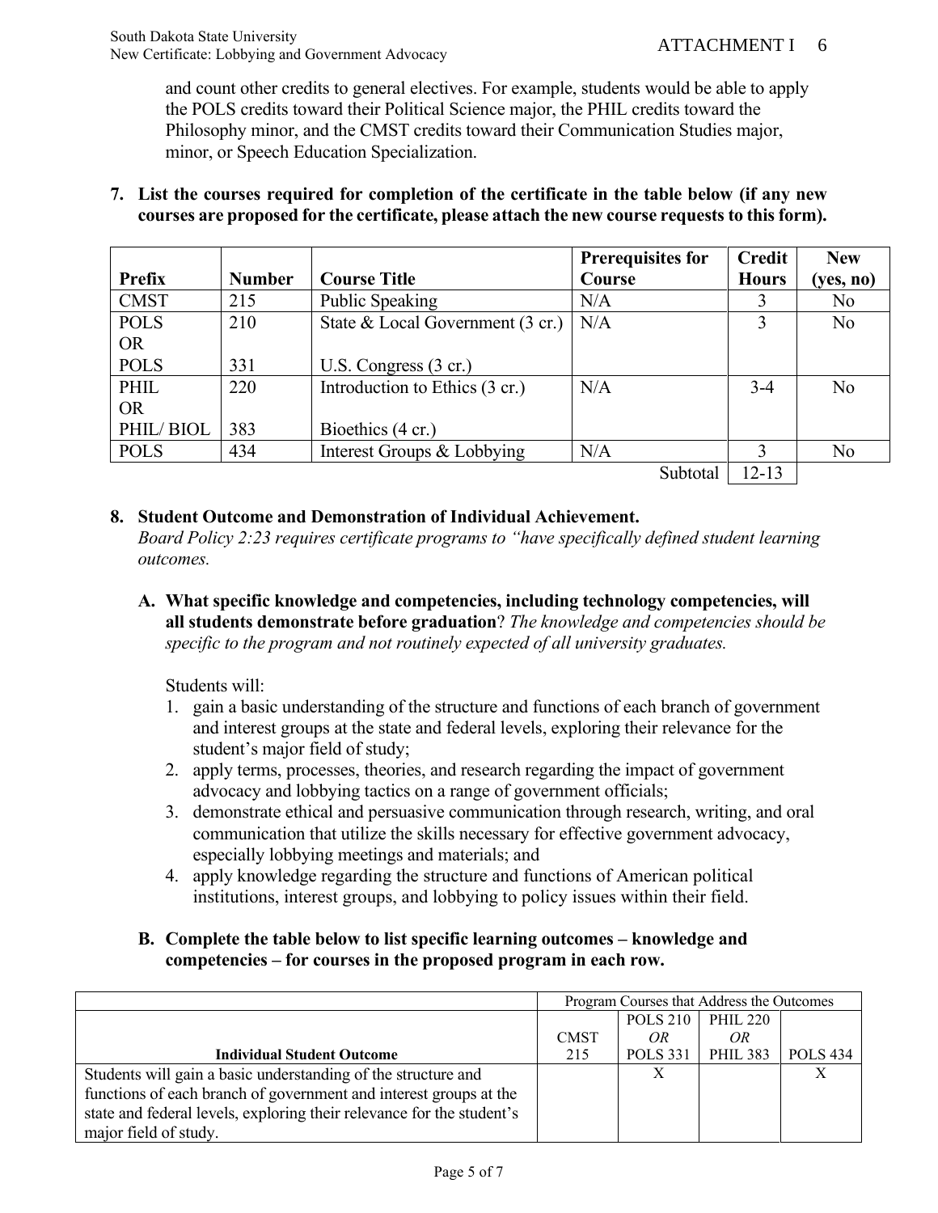and count other credits to general electives. For example, students would be able to apply the POLS credits toward their Political Science major, the PHIL credits toward the Philosophy minor, and the CMST credits toward their Communication Studies major, minor, or Speech Education Specialization.

**7. List the courses required for completion of the certificate in the table below (if any new courses are proposed for the certificate, please attach the new course requests to this form).**

| Prefix | Number | Course Title | Prerequisites for Course | Credit Hours | New (yes, no) |
|---|---|---|---|---|---|
| CMST | 215 | Public Speaking | N/A | 3 | No |
| POLS<br>OR<br>POLS | 210<br><br>331 | State & Local Government (3 cr.)<br><br>U.S. Congress (3 cr.) | N/A | 3 | No |
| PHIL<br>OR<br>PHIL/ BIOL | 220<br><br>383 | Introduction to Ethics (3 cr.)<br><br>Bioethics (4 cr.) | N/A | 3-4 | No |
| POLS | 434 | Interest Groups & Lobbying | N/A | 3 | No |
| | | | Subtotal | 12-13 | |

**8. Student Outcome and Demonstration of Individual Achievement.**

*Board Policy 2:23 requires certificate programs to "have specifically defined student learning outcomes.*

**A. What specific knowledge and competencies, including technology competencies, will all students demonstrate before graduation**? *The knowledge and competencies should be specific to the program and not routinely expected of all university graduates.*

Students will:

1. gain a basic understanding of the structure and functions of each branch of government and interest groups at the state and federal levels, exploring their relevance for the student's major field of study;
2. apply terms, processes, theories, and research regarding the impact of government advocacy and lobbying tactics on a range of government officials;
3. demonstrate ethical and persuasive communication through research, writing, and oral communication that utilize the skills necessary for effective government advocacy, especially lobbying meetings and materials; and
4. apply knowledge regarding the structure and functions of American political institutions, interest groups, and lobbying to policy issues within their field.

**B. Complete the table below to list specific learning outcomes – knowledge and competencies – for courses in the proposed program in each row.**

| | Program Courses that Address the Outcomes | | | |
|---|---|---|---|---|
| **Individual Student Outcome** | CMST 215 | POLS 210 *OR* POLS 331 | PHIL 220 *OR* PHIL 383 | POLS 434 |
| Students will gain a basic understanding of the structure and functions of each branch of government and interest groups at the state and federal levels, exploring their relevance for the student's major field of study. | | X | | X |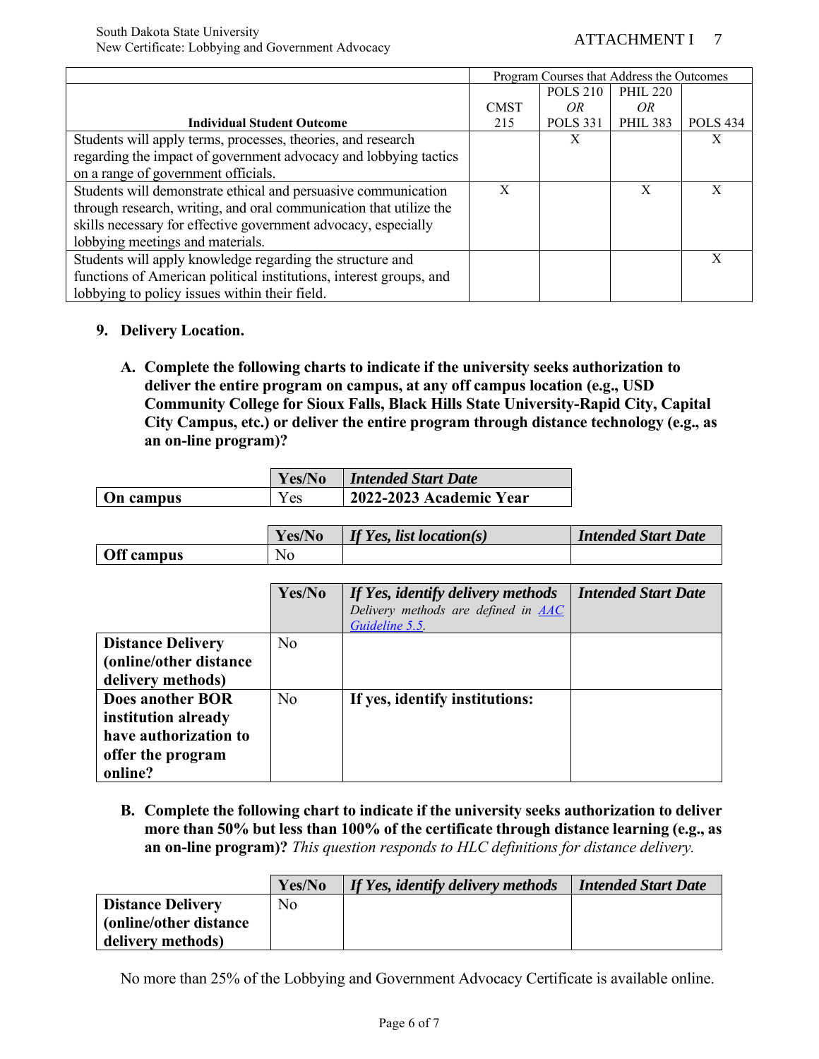| Individual Student Outcome | Program Courses that Address the Outcomes | | | |
|---|---|---|---|---|
| | CMST 215 | POLS 210 *OR* POLS 331 | PHIL 220 *OR* PHIL 383 | POLS 434 |
| Students will apply terms, processes, theories, and research regarding the impact of government advocacy and lobbying tactics on a range of government officials. | | X | | X |
| Students will demonstrate ethical and persuasive communication through research, writing, and oral communication that utilize the skills necessary for effective government advocacy, especially lobbying meetings and materials. | X | | X | X |
| Students will apply knowledge regarding the structure and functions of American political institutions, interest groups, and lobbying to policy issues within their field. | | | | X |

**9. Delivery Location.**

**A. Complete the following charts to indicate if the university seeks authorization to deliver the entire program on campus, at any off campus location (e.g., USD Community College for Sioux Falls, Black Hills State University-Rapid City, Capital City Campus, etc.) or deliver the entire program through distance technology (e.g., as an on-line program)?**

| | Yes/No | *Intended Start Date* |
|---|---|---|
| **On campus** | Yes | **2022-2023 Academic Year** |

| | Yes/No | *If Yes, list location(s)* | *Intended Start Date* |
|---|---|---|---|
| **Off campus** | No | | |

| | Yes/No | *If Yes, identify delivery methods* *Delivery methods are defined in AAC Guideline 5.5.* | *Intended Start Date* |
|---|---|---|---|
| **Distance Delivery (online/other distance delivery methods)** | No | | |
| **Does another BOR institution already have authorization to offer the program online?** | No | **If yes, identify institutions:** | |

**B. Complete the following chart to indicate if the university seeks authorization to deliver more than 50% but less than 100% of the certificate through distance learning (e.g., as an on-line program)?** *This question responds to HLC definitions for distance delivery.*

| | Yes/No | *If Yes, identify delivery methods* | *Intended Start Date* |
|---|---|---|---|
| **Distance Delivery (online/other distance delivery methods)** | No | | |

No more than 25% of the Lobbying and Government Advocacy Certificate is available online.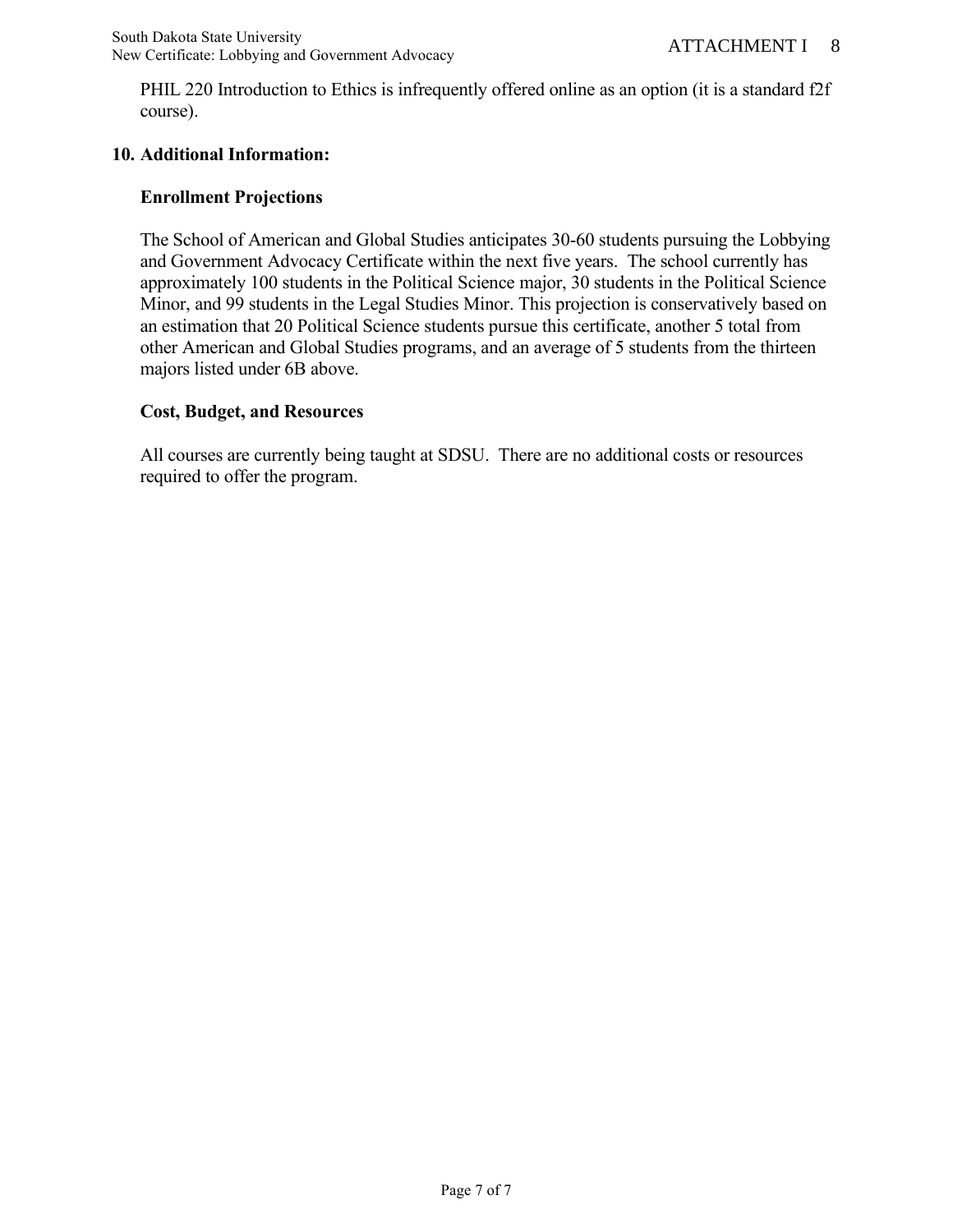PHIL 220 Introduction to Ethics is infrequently offered online as an option (it is a standard f2f course).

**10. Additional Information:**

**Enrollment Projections**

The School of American and Global Studies anticipates 30-60 students pursuing the Lobbying and Government Advocacy Certificate within the next five years. The school currently has approximately 100 students in the Political Science major, 30 students in the Political Science Minor, and 99 students in the Legal Studies Minor. This projection is conservatively based on an estimation that 20 Political Science students pursue this certificate, another 5 total from other American and Global Studies programs, and an average of 5 students from the thirteen majors listed under 6B above.

**Cost, Budget, and Resources**

All courses are currently being taught at SDSU. There are no additional costs or resources required to offer the program.